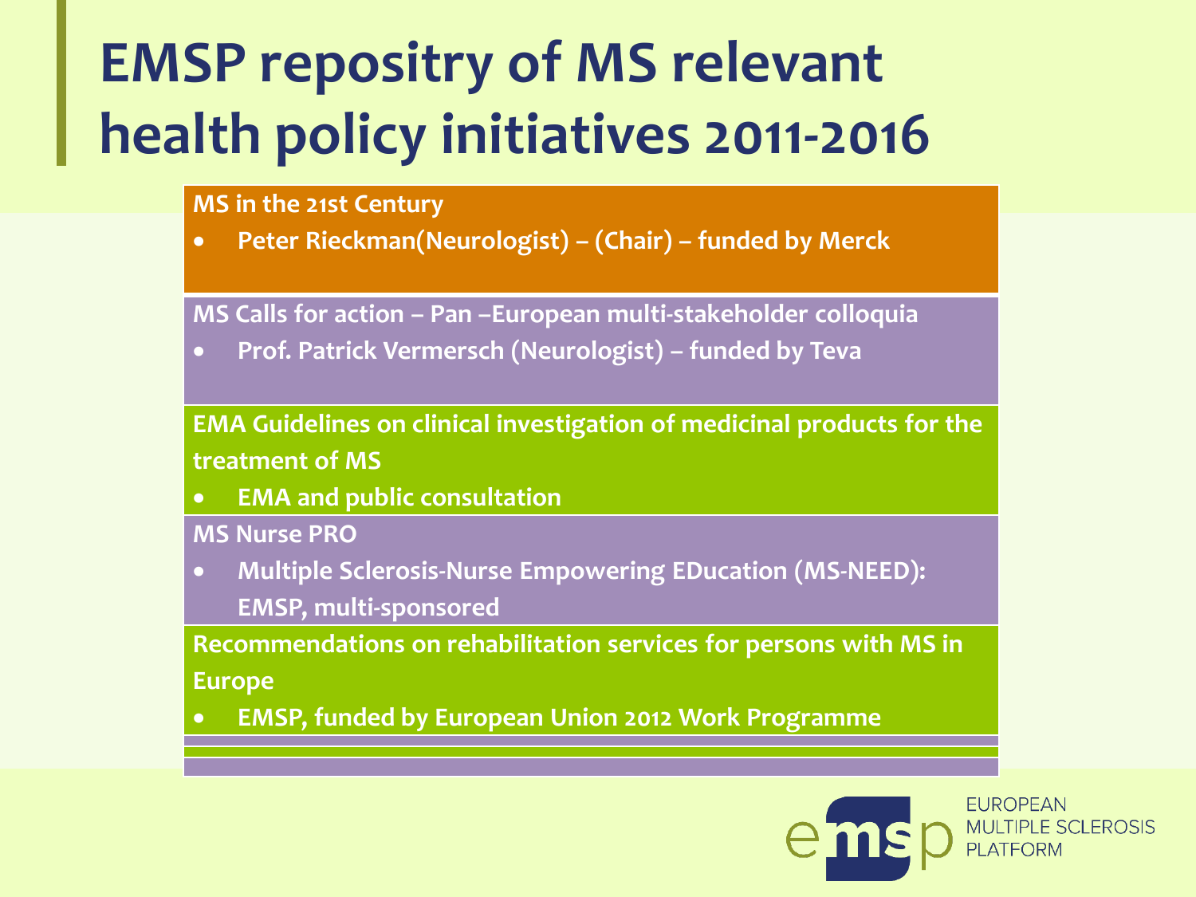# EMSP repositry of MS relevant health policy initiatives 2011-2016

**MS in the 21st Century**

- **Peter Rieckman(Neurologist) – (Chair) – funded by Merck**

**MS Calls for action – Pan –European multi-stakeholder colloquia**

- **Prof. Patrick Vermersch (Neurologist) – funded by Teva**

**EMA Guidelines on clinical investigation of medicinal products for the treatment of MS**

- **EMA and public consultation**

**MS Nurse PRO**

- **Multiple Sclerosis-Nurse Empowering EDucation (MS-NEED): EMSP, multi-sponsored**

**Recommendations on rehabilitation services for persons with MS in Europe**

- **EMSP, funded by European Union 2012 Work Programme**

EUROPEAN MULTIPLE SCLEROSIS PLATFORM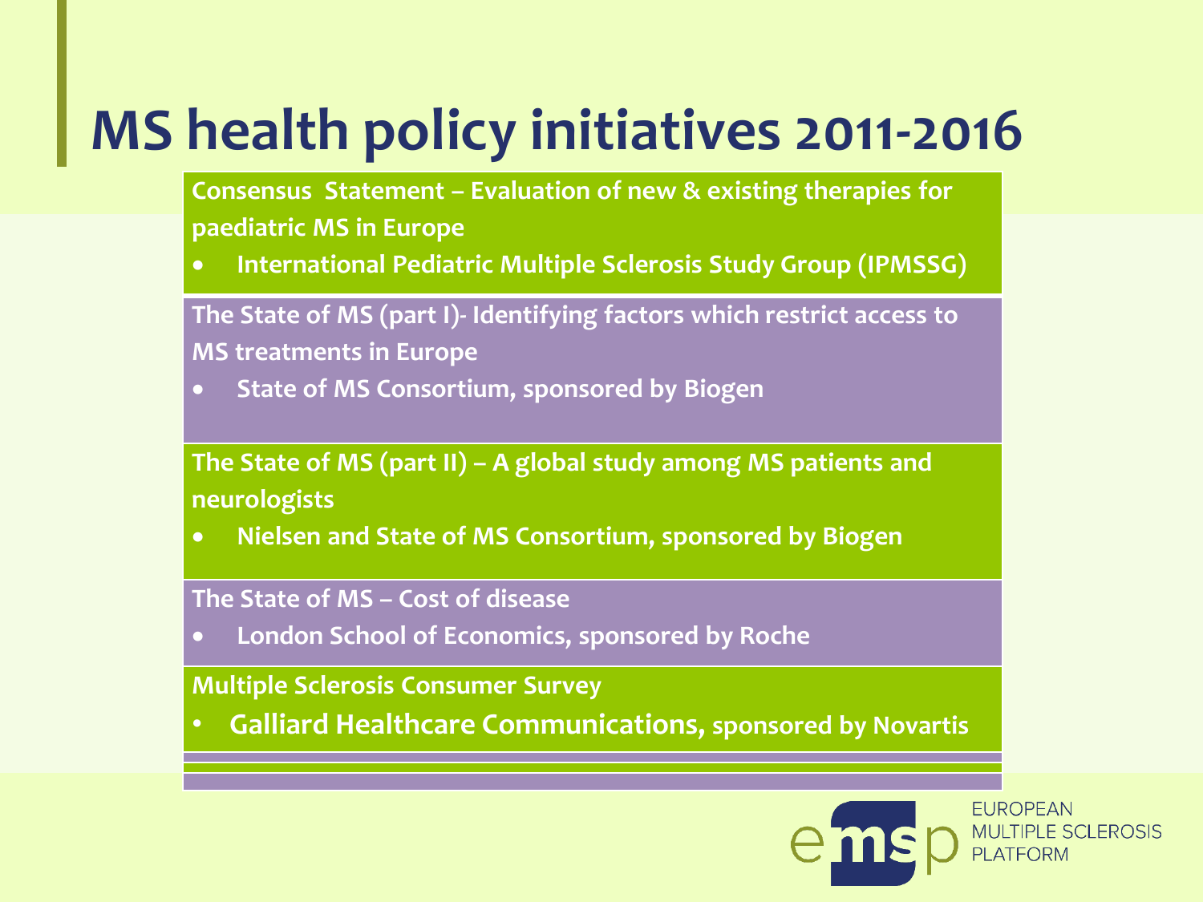# MS health policy initiatives 2011-2016

**Consensus Statement – Evaluation of new & existing therapies for paediatric MS in Europe**

- **International Pediatric Multiple Sclerosis Study Group (IPMSSG)**

**The State of MS (part I)- Identifying factors which restrict access to MS treatments in Europe**

- **State of MS Consortium, sponsored by Biogen**

**The State of MS (part II) – A global study among MS patients and neurologists**

- **Nielsen and State of MS Consortium, sponsored by Biogen**

**The State of MS – Cost of disease**

- **London School of Economics, sponsored by Roche**

**Multiple Sclerosis Consumer Survey**

- **Galliard Healthcare Communications, sponsored by Novartis**

EUROPEAN MULTIPLE SCLEROSIS PLATFORM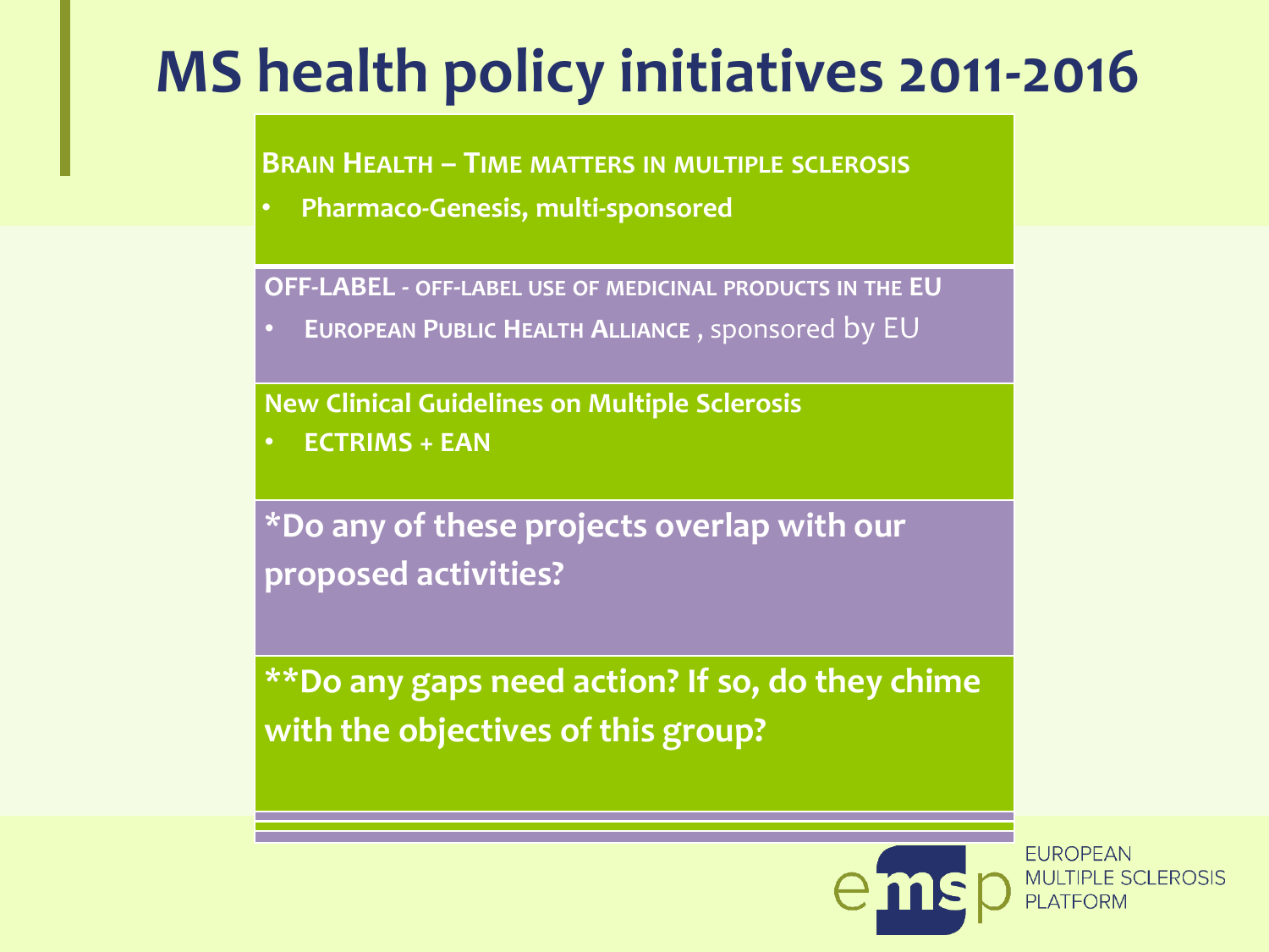# MS health policy initiatives 2011-2016

**BRAIN HEALTH – TIME MATTERS IN MULTIPLE SCLEROSIS**

- **Pharmaco-Genesis, multi-sponsored**

**OFF-LABEL - OFF-LABEL USE OF MEDICINAL PRODUCTS IN THE EU**

- **EUROPEAN PUBLIC HEALTH ALLIANCE** , sponsored by EU

**New Clinical Guidelines on Multiple Sclerosis**

- **ECTRIMS + EAN**

**\*Do any of these projects overlap with our proposed activities?**

**\*\*Do any gaps need action? If so, do they chime with the objectives of this group?**

EUROPEAN MULTIPLE SCLEROSIS PLATFORM